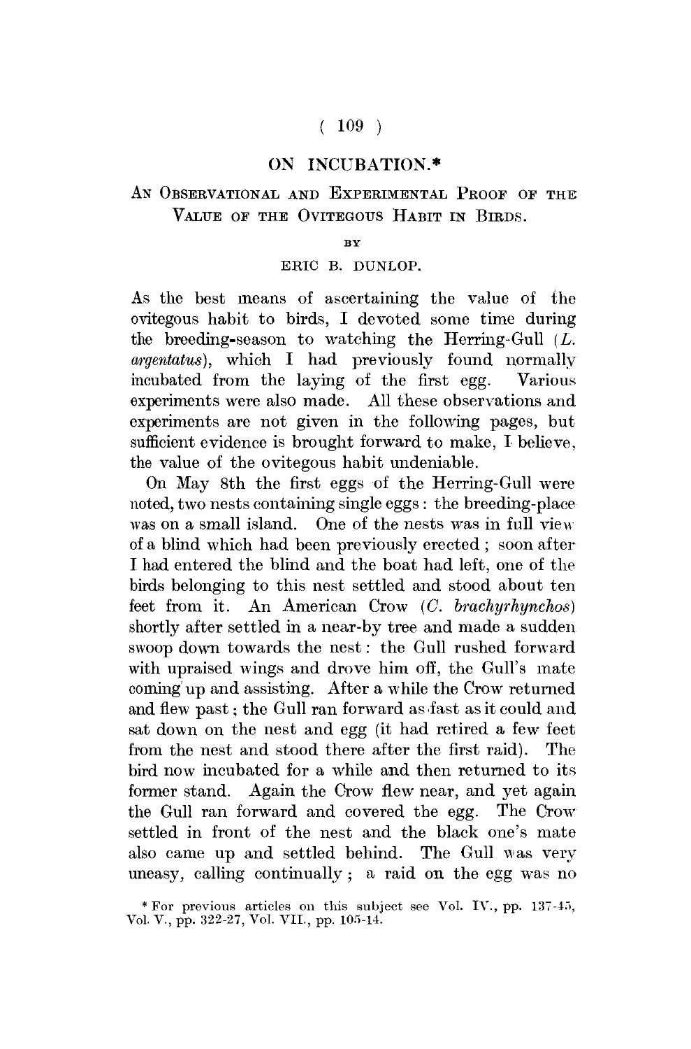# ON INCUBATION.*

## An Observational and Experimental Proof of the Value of the Ovitegous Habit in Birds.

BY

ERIC B. DUNLOP.

As the best means of ascertaining the value of the ovitegous habit to birds, I devoted some time during the breeding-season to watching the Herring-Gull (*L. argentatus*), which I had previously found normally incubated from the laying of the first egg. Various experiments were also made. All these observations and experiments are not given in the following pages, but sufficient evidence is brought forward to make, I believe, the value of the ovitegous habit undeniable.

On May 8th the first eggs of the Herring-Gull were noted, two nests containing single eggs: the breeding-place was on a small island. One of the nests was in full view of a blind which had been previously erected; soon after I had entered the blind and the boat had left, one of the birds belonging to this nest settled and stood about ten feet from it. An American Crow (*C. brachyrhynchos*) shortly after settled in a near-by tree and made a sudden swoop down towards the nest: the Gull rushed forward with upraised wings and drove him off, the Gull's mate coming up and assisting. After a while the Crow returned and flew past; the Gull ran forward as fast as it could and sat down on the nest and egg (it had retired a few feet from the nest and stood there after the first raid). The bird now incubated for a while and then returned to its former stand. Again the Crow flew near, and yet again the Gull ran forward and covered the egg. The Crow settled in front of the nest and the black one's mate also came up and settled behind. The Gull was very uneasy, calling continually; a raid on the egg was no

* For previous articles on this subject see Vol. IV., pp. 137-45, Vol. V., pp. 322-27, Vol. VII., pp. 105-14.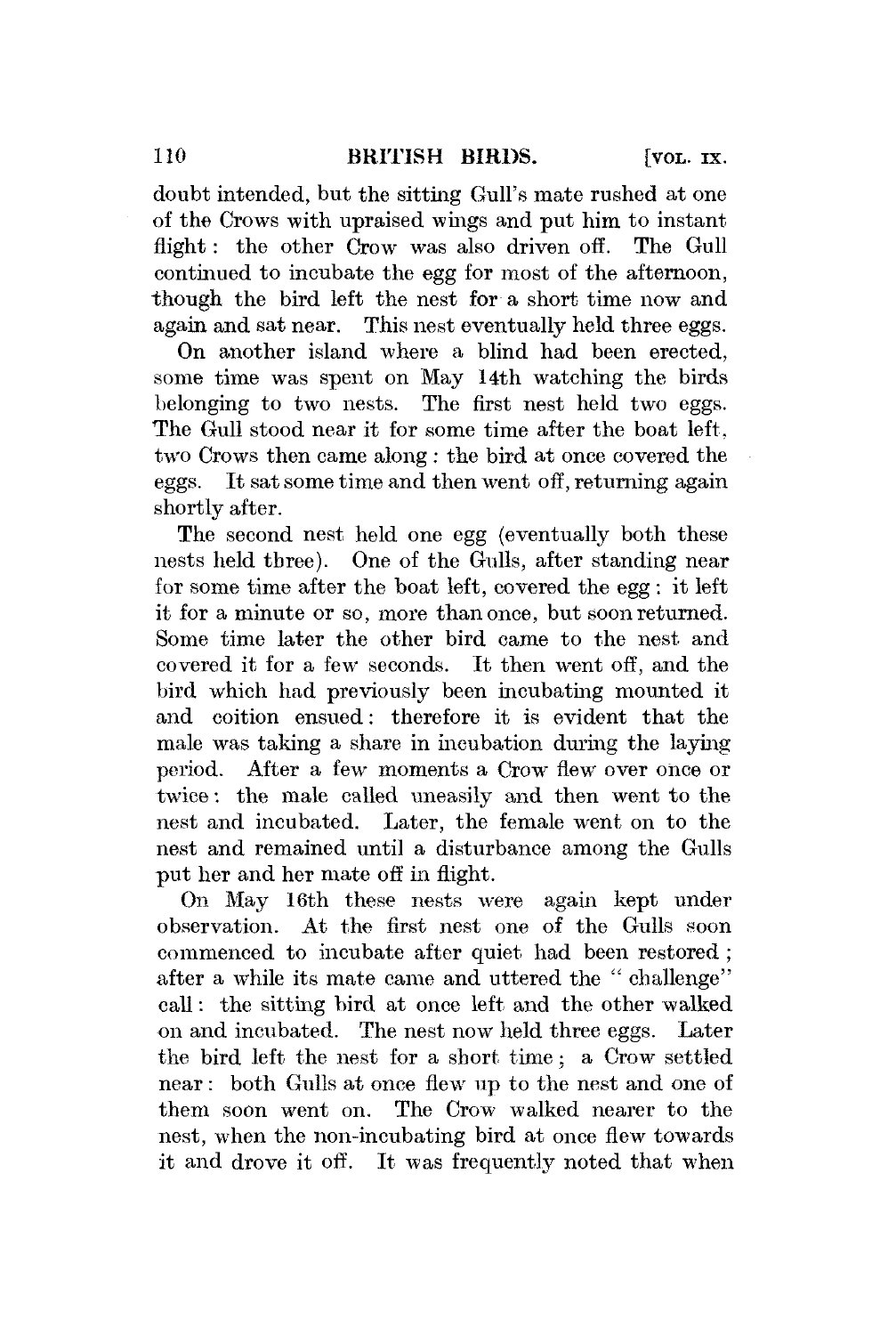doubt intended, but the sitting Gull's mate rushed at one of the Crows with upraised wings and put him to instant flight: the other Crow was also driven off. The Gull continued to incubate the egg for most of the afternoon, though the bird left the nest for a short time now and again and sat near. This nest eventually held three eggs.

On another island where a blind had been erected, some time was spent on May 14th watching the birds belonging to two nests. The first nest held two eggs. The Gull stood near it for some time after the boat left, two Crows then came along: the bird at once covered the eggs. It sat some time and then went off, returning again shortly after.

The second nest held one egg (eventually both these nests held three). One of the Gulls, after standing near for some time after the boat left, covered the egg: it left it for a minute or so, more than once, but soon returned. Some time later the other bird came to the nest and covered it for a few seconds. It then went off, and the bird which had previously been incubating mounted it and coition ensued: therefore it is evident that the male was taking a share in incubation during the laying period. After a few moments a Crow flew over once or twice: the male called uneasily and then went to the nest and incubated. Later, the female went on to the nest and remained until a disturbance among the Gulls put her and her mate off in flight.

On May 16th these nests were again kept under observation. At the first nest one of the Gulls soon commenced to incubate after quiet had been restored; after a while its mate came and uttered the "challenge" call: the sitting bird at once left and the other walked on and incubated. The nest now held three eggs. Later the bird left the nest for a short time; a Crow settled near: both Gulls at once flew up to the nest and one of them soon went on. The Crow walked nearer to the nest, when the non-incubating bird at once flew towards it and drove it off. It was frequently noted that when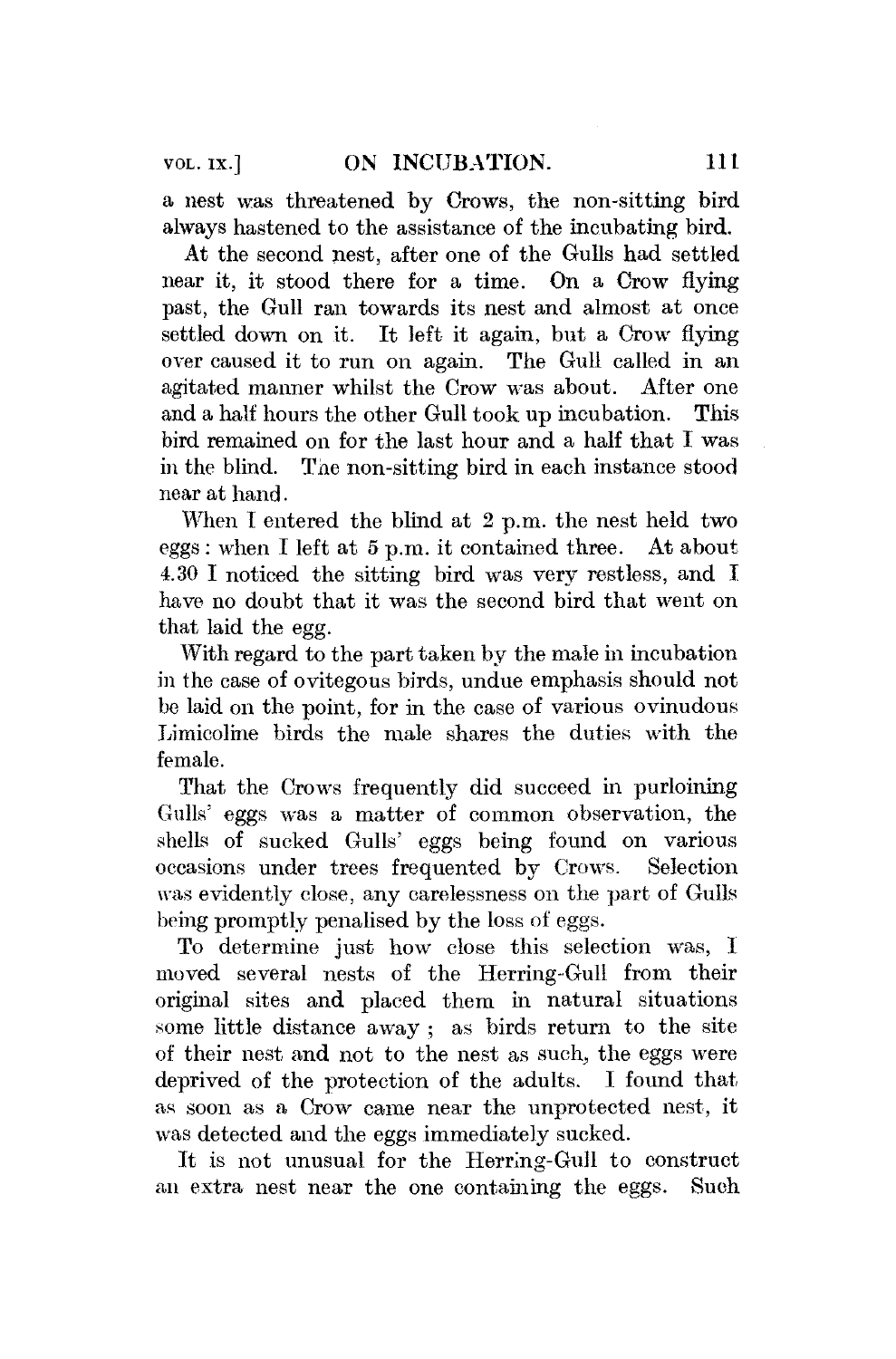a nest was threatened by Crows, the non-sitting bird always hastened to the assistance of the incubating bird.

At the second nest, after one of the Gulls had settled near it, it stood there for a time. On a Crow flying past, the Gull ran towards its nest and almost at once settled down on it. It left it again, but a Crow flying over caused it to run on again. The Gull called in an agitated manner whilst the Crow was about. After one and a half hours the other Gull took up incubation. This bird remained on for the last hour and a half that I was in the blind. The non-sitting bird in each instance stood near at hand.

When I entered the blind at 2 p.m. the nest held two eggs: when I left at 5 p.m. it contained three. At about 4.30 I noticed the sitting bird was very restless, and I have no doubt that it was the second bird that went on that laid the egg.

With regard to the part taken by the male in incubation in the case of ovitegous birds, undue emphasis should not be laid on the point, for in the case of various ovinudous Limicoline birds the male shares the duties with the female.

That the Crows frequently did succeed in purloining Gulls' eggs was a matter of common observation, the shells of sucked Gulls' eggs being found on various occasions under trees frequented by Crows. Selection was evidently close, any carelessness on the part of Gulls being promptly penalised by the loss of eggs.

To determine just how close this selection was, I moved several nests of the Herring-Gull from their original sites and placed them in natural situations some little distance away; as birds return to the site of their nest and not to the nest as such, the eggs were deprived of the protection of the adults. I found that as soon as a Crow came near the unprotected nest, it was detected and the eggs immediately sucked.

It is not unusual for the Herring-Gull to construct an extra nest near the one containing the eggs. Such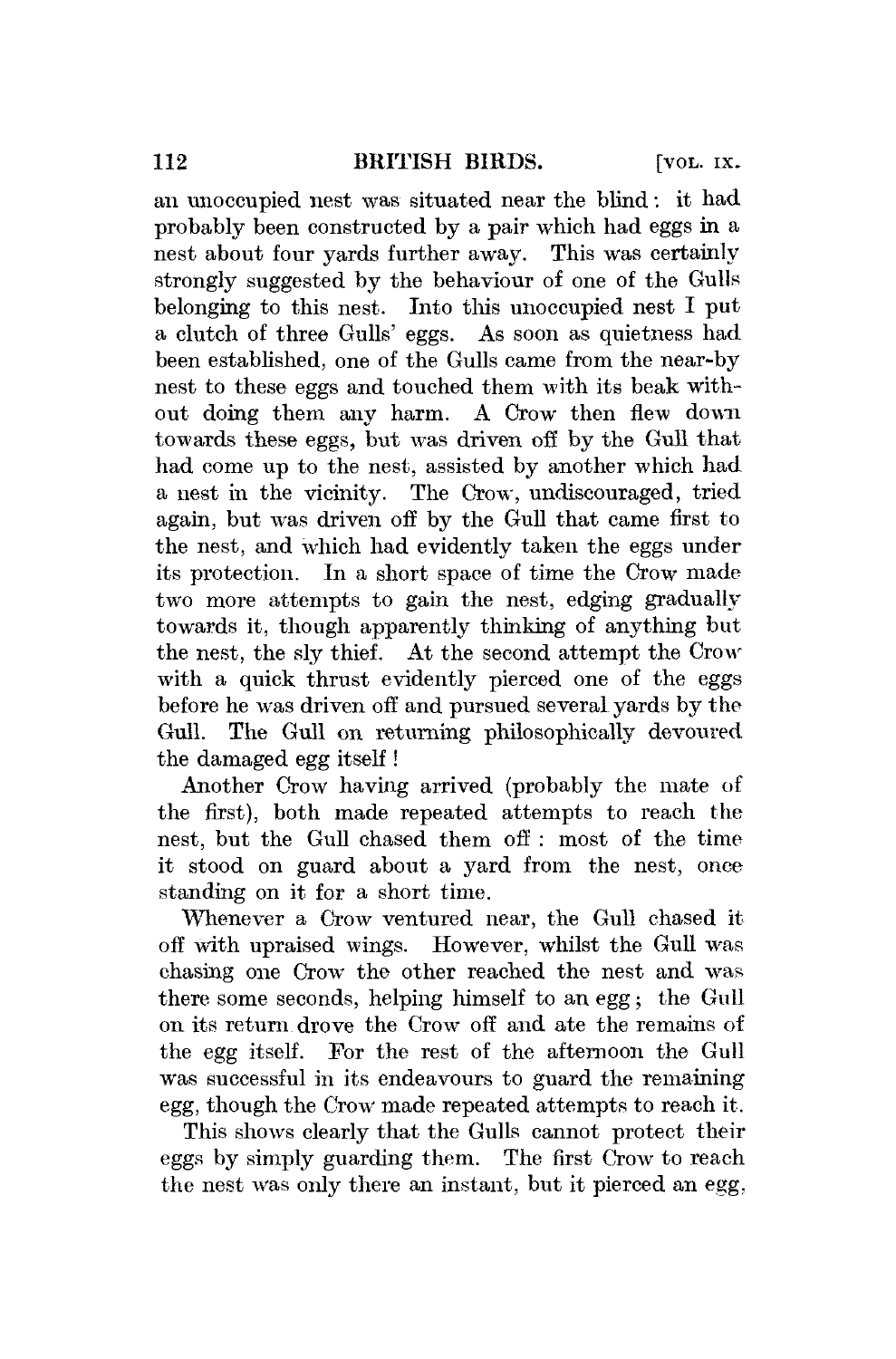an unoccupied nest was situated near the blind: it had probably been constructed by a pair which had eggs in a nest about four yards further away. This was certainly strongly suggested by the behaviour of one of the Gulls belonging to this nest. Into this unoccupied nest I put a clutch of three Gulls' eggs. As soon as quietness had been established, one of the Gulls came from the near-by nest to these eggs and touched them with its beak without doing them any harm. A Crow then flew down towards these eggs, but was driven off by the Gull that had come up to the nest, assisted by another which had a nest in the vicinity. The Crow, undiscouraged, tried again, but was driven off by the Gull that came first to the nest, and which had evidently taken the eggs under its protection. In a short space of time the Crow made two more attempts to gain the nest, edging gradually towards it, though apparently thinking of anything but the nest, the sly thief. At the second attempt the Crow with a quick thrust evidently pierced one of the eggs before he was driven off and pursued several yards by the Gull. The Gull on returning philosophically devoured the damaged egg itself!

Another Crow having arrived (probably the mate of the first), both made repeated attempts to reach the nest, but the Gull chased them off: most of the time it stood on guard about a yard from the nest, once standing on it for a short time.

Whenever a Crow ventured near, the Gull chased it off with upraised wings. However, whilst the Gull was chasing one Crow the other reached the nest and was there some seconds, helping himself to an egg; the Gull on its return drove the Crow off and ate the remains of the egg itself. For the rest of the afternoon the Gull was successful in its endeavours to guard the remaining egg, though the Crow made repeated attempts to reach it.

This shows clearly that the Gulls cannot protect their eggs by simply guarding them. The first Crow to reach the nest was only there an instant, but it pierced an egg,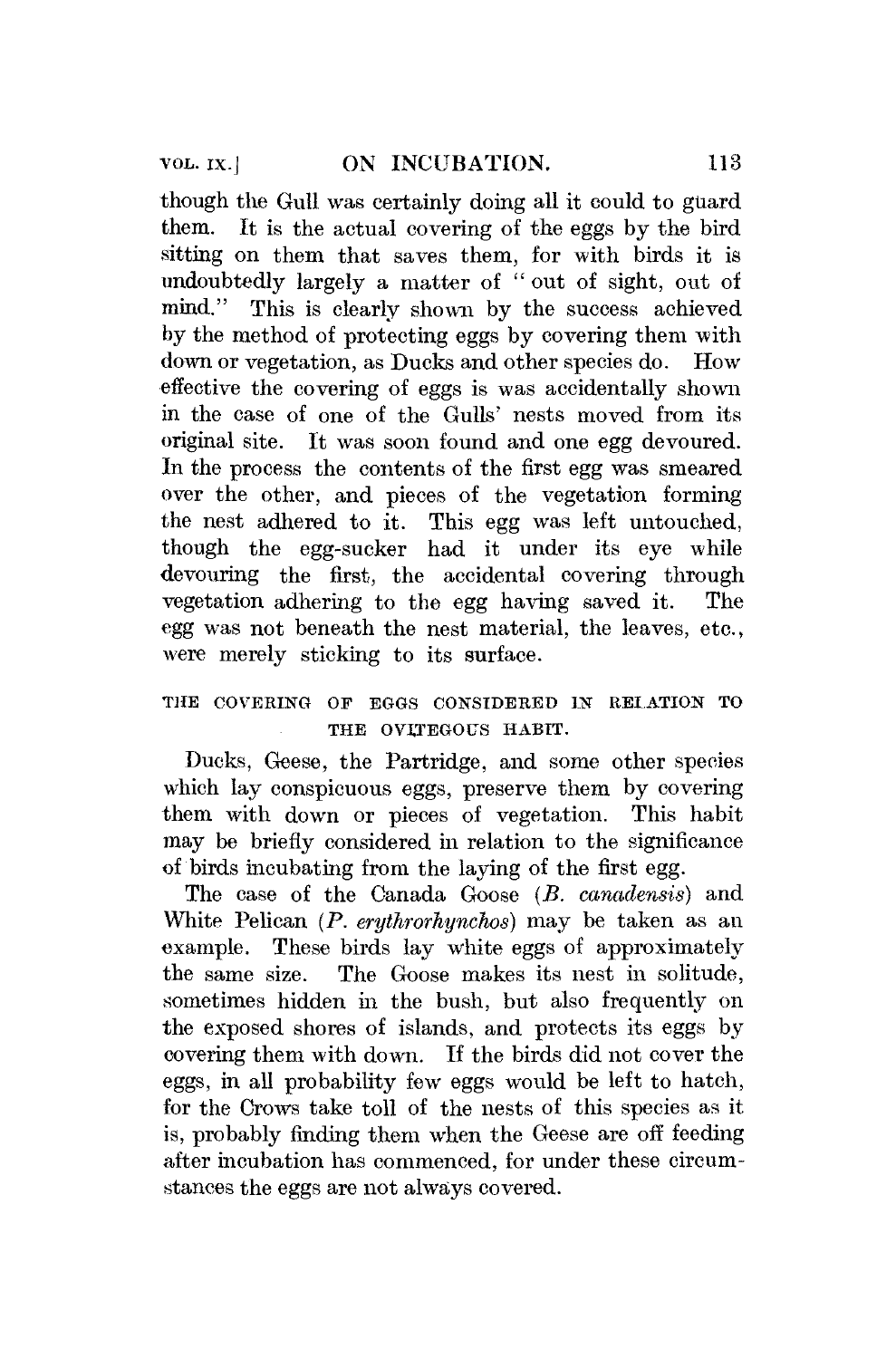though the Gull was certainly doing all it could to guard them. It is the actual covering of the eggs by the bird sitting on them that saves them, for with birds it is undoubtedly largely a matter of "out of sight, out of mind." This is clearly shown by the success achieved by the method of protecting eggs by covering them with down or vegetation, as Ducks and other species do. How effective the covering of eggs is was accidentally shown in the case of one of the Gulls' nests moved from its original site. It was soon found and one egg devoured. In the process the contents of the first egg was smeared over the other, and pieces of the vegetation forming the nest adhered to it. This egg was left untouched, though the egg-sucker had it under its eye while devouring the first, the accidental covering through vegetation adhering to the egg having saved it. The egg was not beneath the nest material, the leaves, etc., were merely sticking to its surface.

## THE COVERING OF EGGS CONSIDERED IN RELATION TO THE OVITEGOUS HABIT.

Ducks, Geese, the Partridge, and some other species which lay conspicuous eggs, preserve them by covering them with down or pieces of vegetation. This habit may be briefly considered in relation to the significance of birds incubating from the laying of the first egg.

The case of the Canada Goose (*B. canadensis*) and White Pelican (*P. erythrorhynchos*) may be taken as an example. These birds lay white eggs of approximately the same size. The Goose makes its nest in solitude, sometimes hidden in the bush, but also frequently on the exposed shores of islands, and protects its eggs by covering them with down. If the birds did not cover the eggs, in all probability few eggs would be left to hatch, for the Crows take toll of the nests of this species as it is, probably finding them when the Geese are off feeding after incubation has commenced, for under these circumstances the eggs are not always covered.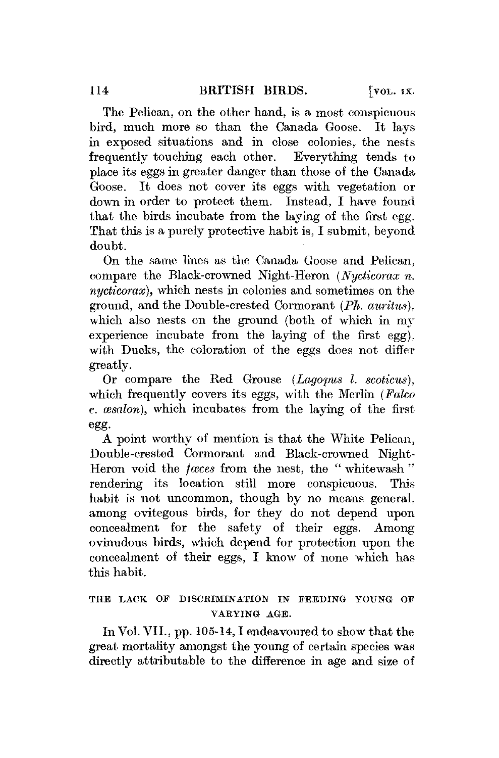The Pelican, on the other hand, is a most conspicuous bird, much more so than the Canada Goose. It lays in exposed situations and in close colonies, the nests frequently touching each other. Everything tends to place its eggs in greater danger than those of the Canada Goose. It does not cover its eggs with vegetation or down in order to protect them. Instead, I have found that the birds incubate from the laying of the first egg. That this is a purely protective habit is, I submit, beyond doubt.

On the same lines as the Canada Goose and Pelican, compare the Black-crowned Night-Heron (*Nycticorax n. nycticorax*), which nests in colonies and sometimes on the ground, and the Double-crested Cormorant (*Ph. auritus*), which also nests on the ground (both of which in my experience incubate from the laying of the first egg), with Ducks, the coloration of the eggs does not differ greatly.

Or compare the Red Grouse (*Lagopus l. scoticus*), which frequently covers its eggs, with the Merlin (*Falco c. æsalon*), which incubates from the laying of the first egg.

A point worthy of mention is that the White Pelican, Double-crested Cormorant and Black-crowned Night-Heron void the *fæces* from the nest, the "whitewash" rendering its location still more conspicuous. This habit is not uncommon, though by no means general, among ovitegous birds, for they do not depend upon concealment for the safety of their eggs. Among ovinudous birds, which depend for protection upon the concealment of their eggs, I know of none which has this habit.

## THE LACK OF DISCRIMINATION IN FEEDING YOUNG OF VARYING AGE.

In Vol. VII., pp. 105-14, I endeavoured to show that the great mortality amongst the young of certain species was directly attributable to the difference in age and size of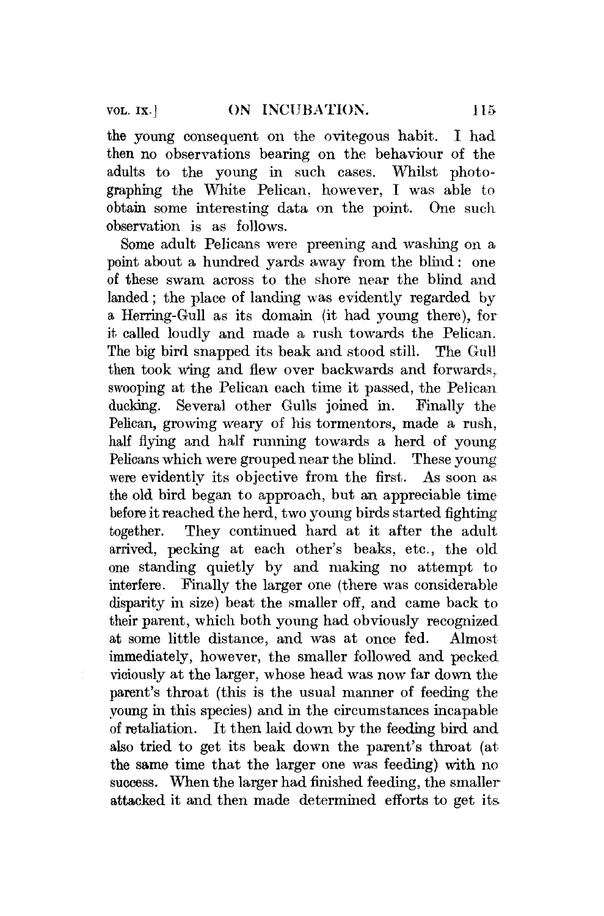the young consequent on the ovitegous habit. I had then no observations bearing on the behaviour of the adults to the young in such cases. Whilst photographing the White Pelican, however, I was able to obtain some interesting data on the point. One such observation is as follows.

Some adult Pelicans were preening and washing on a point about a hundred yards away from the blind: one of these swam across to the shore near the blind and landed; the place of landing was evidently regarded by a Herring-Gull as its domain (it had young there), for it called loudly and made a rush towards the Pelican. The big bird snapped its beak and stood still. The Gull then took wing and flew over backwards and forwards, swooping at the Pelican each time it passed, the Pelican ducking. Several other Gulls joined in. Finally the Pelican, growing weary of his tormentors, made a rush, half flying and half running towards a herd of young Pelicans which were grouped near the blind. These young were evidently its objective from the first. As soon as the old bird began to approach, but an appreciable time before it reached the herd, two young birds started fighting together. They continued hard at it after the adult arrived, pecking at each other's beaks, etc., the old one standing quietly by and making no attempt to interfere. Finally the larger one (there was considerable disparity in size) beat the smaller off, and came back to their parent, which both young had obviously recognized at some little distance, and was at once fed. Almost immediately, however, the smaller followed and pecked viciously at the larger, whose head was now far down the parent's throat (this is the usual manner of feeding the young in this species) and in the circumstances incapable of retaliation. It then laid down by the feeding bird and also tried to get its beak down the parent's throat (at the same time that the larger one was feeding) with no success. When the larger had finished feeding, the smaller attacked it and then made determined efforts to get its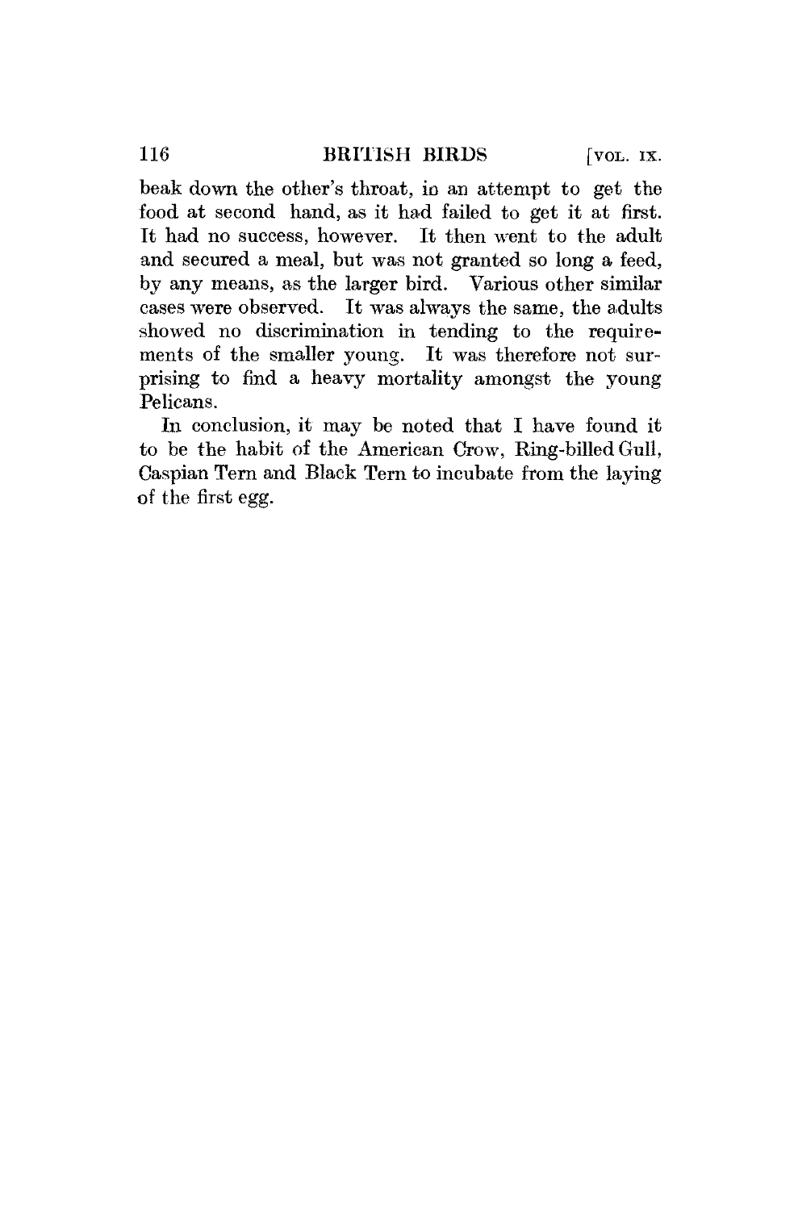beak down the other's throat, in an attempt to get the food at second hand, as it had failed to get it at first. It had no success, however. It then went to the adult and secured a meal, but was not granted so long a feed, by any means, as the larger bird. Various other similar cases were observed. It was always the same, the adults showed no discrimination in tending to the requirements of the smaller young. It was therefore not surprising to find a heavy mortality amongst the young Pelicans.

In conclusion, it may be noted that I have found it to be the habit of the American Crow, Ring-billed Gull, Caspian Tern and Black Tern to incubate from the laying of the first egg.